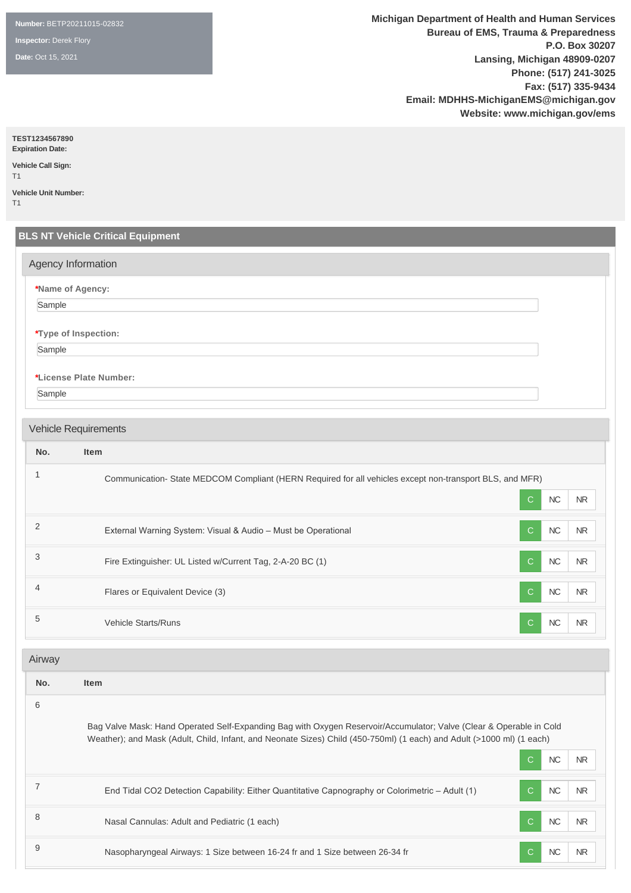**Number:** BETP20211015-02832

**Inspector:** Derek Flory

**Date:** Oct 15, 2021

**Michigan Department of Health and Human Services**
**Bureau of EMS, Trauma & Preparedness**
**P.O. Box 30207**
**Lansing, Michigan 48909-0207**
**Phone: (517) 241-3025**
**Fax: (517) 335-9434**
**Email: MDHHS-MichiganEMS@michigan.gov**
**Website: www.michigan.gov/ems**

**TEST1234567890**
**Expiration Date:**

**Vehicle Call Sign:**
T1

**Vehicle Unit Number:**
T1

## BLS NT Vehicle Critical Equipment

### Agency Information

***Name of Agency:**
Sample

***Type of Inspection:**
Sample

***License Plate Number:**
Sample

### Vehicle Requirements

| No. | Item | C | NC | NR |
|---|---|---|---|---|
| 1 | Communication- State MEDCOM Compliant (HERN Required for all vehicles except non-transport BLS, and MFR) | C | NC | NR |
| 2 | External Warning System: Visual & Audio – Must be Operational | C | NC | NR |
| 3 | Fire Extinguisher: UL Listed w/Current Tag, 2-A-20 BC (1) | C | NC | NR |
| 4 | Flares or Equivalent Device (3) | C | NC | NR |
| 5 | Vehicle Starts/Runs | C | NC | NR |

### Airway

| No. | Item | C | NC | NR |
|---|---|---|---|---|
| 6 | Bag Valve Mask: Hand Operated Self-Expanding Bag with Oxygen Reservoir/Accumulator; Valve (Clear & Operable in Cold Weather); and Mask (Adult, Child, Infant, and Neonate Sizes) Child (450-750ml) (1 each) and Adult (>1000 ml) (1 each) | C | NC | NR |
| 7 | End Tidal CO2 Detection Capability: Either Quantitative Capnography or Colorimetric – Adult (1) | C | NC | NR |
| 8 | Nasal Cannulas: Adult and Pediatric (1 each) | C | NC | NR |
| 9 | Nasopharyngeal Airways: 1 Size between 16-24 fr and 1 Size between 26-34 fr | C | NC | NR |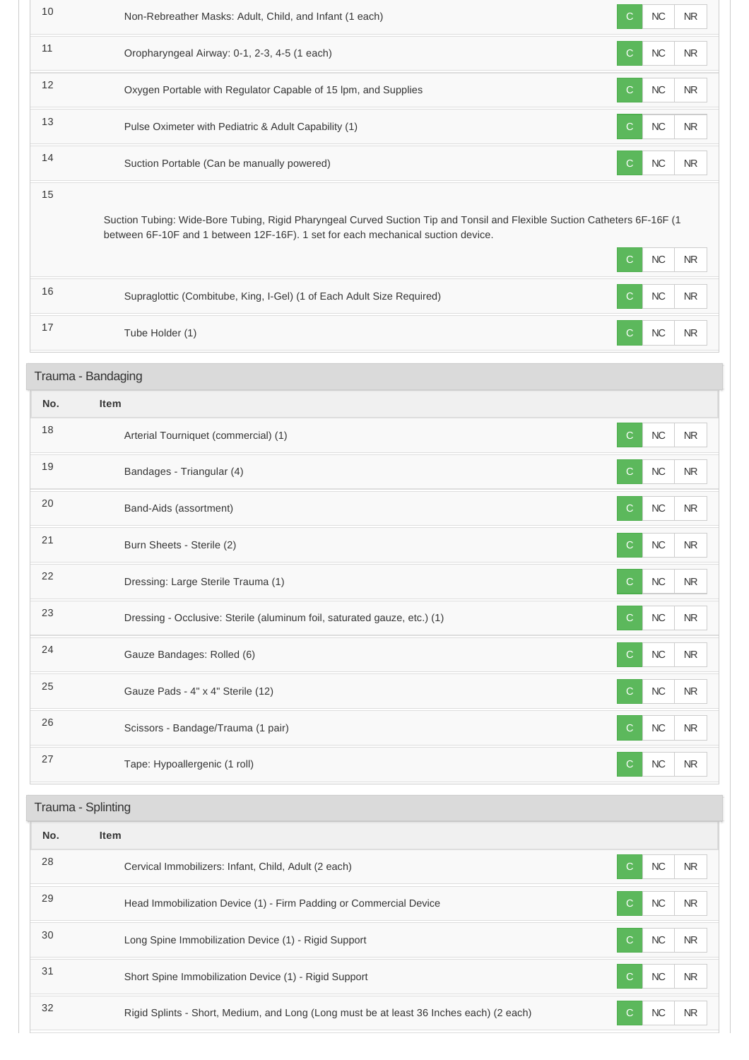| No. | Item | | | |
|---|---|---|---|---|
| 10 | Non-Rebreather Masks: Adult, Child, and Infant (1 each) | C | NC | NR |
| 11 | Oropharyngeal Airway: 0-1, 2-3, 4-5 (1 each) | C | NC | NR |
| 12 | Oxygen Portable with Regulator Capable of 15 lpm, and Supplies | C | NC | NR |
| 13 | Pulse Oximeter with Pediatric & Adult Capability (1) | C | NC | NR |
| 14 | Suction Portable (Can be manually powered) | C | NC | NR |
| 15 | Suction Tubing: Wide-Bore Tubing, Rigid Pharyngeal Curved Suction Tip and Tonsil and Flexible Suction Catheters 6F-16F (1 between 6F-10F and 1 between 12F-16F). 1 set for each mechanical suction device. | C | NC | NR |
| 16 | Supraglottic (Combitube, King, I-Gel) (1 of Each Adult Size Required) | C | NC | NR |
| 17 | Tube Holder (1) | C | NC | NR |

## Trauma - Bandaging

| No. | Item | | | |
|---|---|---|---|---|
| 18 | Arterial Tourniquet (commercial) (1) | C | NC | NR |
| 19 | Bandages - Triangular (4) | C | NC | NR |
| 20 | Band-Aids (assortment) | C | NC | NR |
| 21 | Burn Sheets - Sterile (2) | C | NC | NR |
| 22 | Dressing: Large Sterile Trauma (1) | C | NC | NR |
| 23 | Dressing - Occlusive: Sterile (aluminum foil, saturated gauze, etc.) (1) | C | NC | NR |
| 24 | Gauze Bandages: Rolled (6) | C | NC | NR |
| 25 | Gauze Pads - 4" x 4" Sterile (12) | C | NC | NR |
| 26 | Scissors - Bandage/Trauma (1 pair) | C | NC | NR |
| 27 | Tape: Hypoallergenic (1 roll) | C | NC | NR |

## Trauma - Splinting

| No. | Item | | | |
|---|---|---|---|---|
| 28 | Cervical Immobilizers: Infant, Child, Adult (2 each) | C | NC | NR |
| 29 | Head Immobilization Device (1) - Firm Padding or Commercial Device | C | NC | NR |
| 30 | Long Spine Immobilization Device (1) - Rigid Support | C | NC | NR |
| 31 | Short Spine Immobilization Device (1) - Rigid Support | C | NC | NR |
| 32 | Rigid Splints - Short, Medium, and Long (Long must be at least 36 Inches each) (2 each) | C | NC | NR |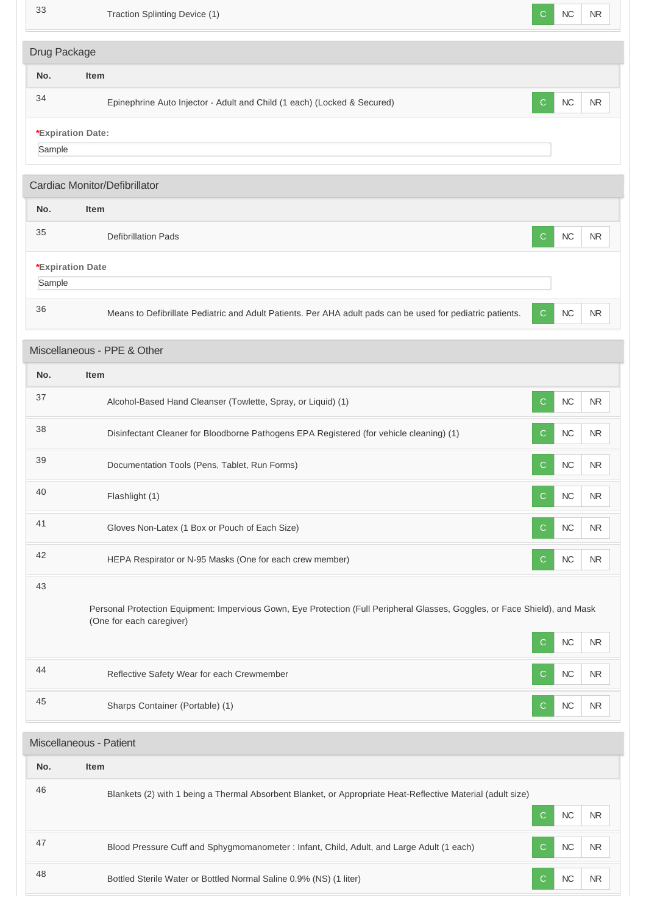| No. | Item | | | |
|---|---|---|---|---|
| 33 | Traction Splinting Device (1) | C | NC | NR |

## Drug Package

| No. | Item | | | |
|---|---|---|---|---|
| 34 | Epinephrine Auto Injector - Adult and Child (1 each) (Locked & Secured) | C | NC | NR |

***Expiration Date:**

Sample

## Cardiac Monitor/Defibrillator

| No. | Item | | | |
|---|---|---|---|---|
| 35 | Defibrillation Pads | C | NC | NR |

***Expiration Date**

Sample

| No. | Item | | | |
|---|---|---|---|---|
| 36 | Means to Defibrillate Pediatric and Adult Patients. Per AHA adult pads can be used for pediatric patients. | C | NC | NR |

## Miscellaneous - PPE & Other

| No. | Item | | | |
|---|---|---|---|---|
| 37 | Alcohol-Based Hand Cleanser (Towlette, Spray, or Liquid) (1) | C | NC | NR |
| 38 | Disinfectant Cleaner for Bloodborne Pathogens EPA Registered (for vehicle cleaning) (1) | C | NC | NR |
| 39 | Documentation Tools (Pens, Tablet, Run Forms) | C | NC | NR |
| 40 | Flashlight (1) | C | NC | NR |
| 41 | Gloves Non-Latex (1 Box or Pouch of Each Size) | C | NC | NR |
| 42 | HEPA Respirator or N-95 Masks (One for each crew member) | C | NC | NR |
| 43 | Personal Protection Equipment: Impervious Gown, Eye Protection (Full Peripheral Glasses, Goggles, or Face Shield), and Mask (One for each caregiver) | C | NC | NR |
| 44 | Reflective Safety Wear for each Crewmember | C | NC | NR |
| 45 | Sharps Container (Portable) (1) | C | NC | NR |

## Miscellaneous - Patient

| No. | Item | | | |
|---|---|---|---|---|
| 46 | Blankets (2) with 1 being a Thermal Absorbent Blanket, or Appropriate Heat-Reflective Material (adult size) | C | NC | NR |
| 47 | Blood Pressure Cuff and Sphygmomanometer : Infant, Child, Adult, and Large Adult (1 each) | C | NC | NR |
| 48 | Bottled Sterile Water or Bottled Normal Saline 0.9% (NS) (1 liter) | C | NC | NR |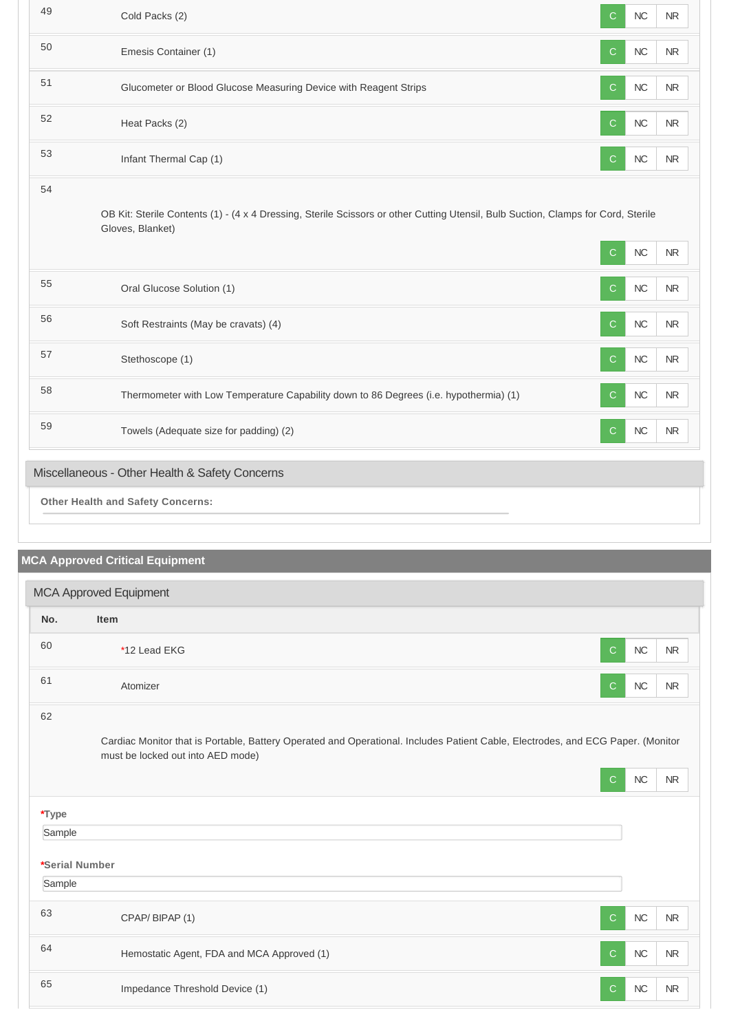| No. | Item | | | |
|---|---|---|---|---|
| 49 | Cold Packs (2) | C | NC | NR |
| 50 | Emesis Container (1) | C | NC | NR |
| 51 | Glucometer or Blood Glucose Measuring Device with Reagent Strips | C | NC | NR |
| 52 | Heat Packs (2) | C | NC | NR |
| 53 | Infant Thermal Cap (1) | C | NC | NR |
| 54 | OB Kit: Sterile Contents (1) - (4 x 4 Dressing, Sterile Scissors or other Cutting Utensil, Bulb Suction, Clamps for Cord, Sterile Gloves, Blanket) | C | NC | NR |
| 55 | Oral Glucose Solution (1) | C | NC | NR |
| 56 | Soft Restraints (May be cravats) (4) | C | NC | NR |
| 57 | Stethoscope (1) | C | NC | NR |
| 58 | Thermometer with Low Temperature Capability down to 86 Degrees (i.e. hypothermia) (1) | C | NC | NR |
| 59 | Towels (Adequate size for padding) (2) | C | NC | NR |

### Miscellaneous - Other Health & Safety Concerns

**Other Health and Safety Concerns:**

## MCA Approved Critical Equipment

### MCA Approved Equipment

| No. | Item | | | |
|---|---|---|---|---|
| 60 | *12 Lead EKG | C | NC | NR |
| 61 | Atomizer | C | NC | NR |
| 62 | Cardiac Monitor that is Portable, Battery Operated and Operational. Includes Patient Cable, Electrodes, and ECG Paper. (Monitor must be locked out into AED mode) | C | NC | NR |

***Type**

Sample

***Serial Number**

Sample

| No. | Item | | | |
|---|---|---|---|---|
| 63 | CPAP/ BIPAP (1) | C | NC | NR |
| 64 | Hemostatic Agent, FDA and MCA Approved (1) | C | NC | NR |
| 65 | Impedance Threshold Device (1) | C | NC | NR |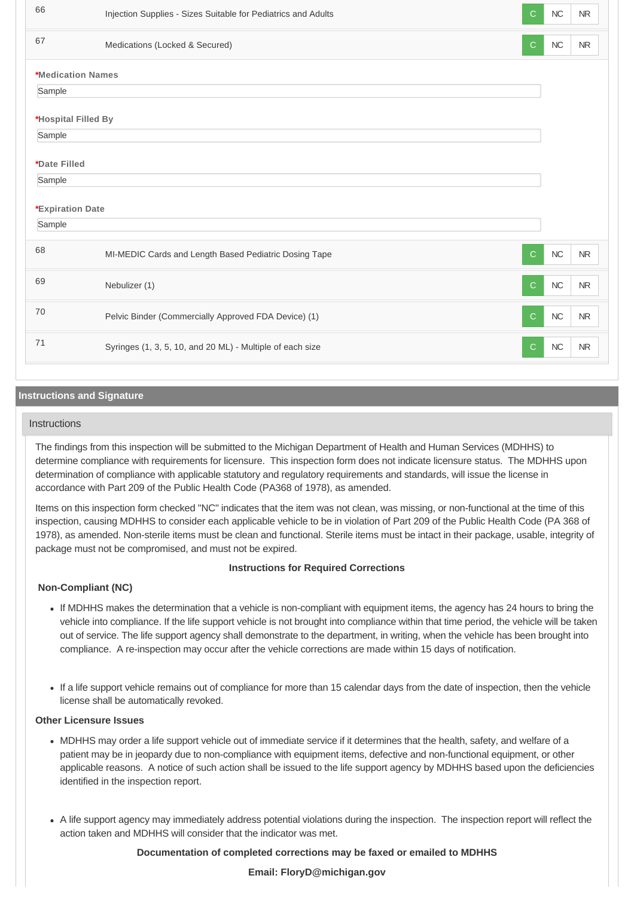| # | Item | C | NC | NR |
|---|---|---|---|---|
| 66 | Injection Supplies - Sizes Suitable for Pediatrics and Adults | C | NC | NR |
| 67 | Medications (Locked & Secured) | C | NC | NR |

***Medication Names**

Sample

***Hospital Filled By**

Sample

***Date Filled**

Sample

***Expiration Date**

Sample

| # | Item | C | NC | NR |
|---|---|---|---|---|
| 68 | MI-MEDIC Cards and Length Based Pediatric Dosing Tape | C | NC | NR |
| 69 | Nebulizer (1) | C | NC | NR |
| 70 | Pelvic Binder (Commercially Approved FDA Device) (1) | C | NC | NR |
| 71 | Syringes (1, 3, 5, 10, and 20 ML) - Multiple of each size | C | NC | NR |

## Instructions and Signature

### Instructions

The findings from this inspection will be submitted to the Michigan Department of Health and Human Services (MDHHS) to determine compliance with requirements for licensure. This inspection form does not indicate licensure status. The MDHHS upon determination of compliance with applicable statutory and regulatory requirements and standards, will issue the license in accordance with Part 209 of the Public Health Code (PA368 of 1978), as amended.

Items on this inspection form checked "NC" indicates that the item was not clean, was missing, or non-functional at the time of this inspection, causing MDHHS to consider each applicable vehicle to be in violation of Part 209 of the Public Health Code (PA 368 of 1978), as amended. Non-sterile items must be clean and functional. Sterile items must be intact in their package, usable, integrity of package must not be compromised, and must not be expired.

**Instructions for Required Corrections**

**Non-Compliant (NC)**

- If MDHHS makes the determination that a vehicle is non-compliant with equipment items, the agency has 24 hours to bring the vehicle into compliance. If the life support vehicle is not brought into compliance within that time period, the vehicle will be taken out of service. The life support agency shall demonstrate to the department, in writing, when the vehicle has been brought into compliance. A re-inspection may occur after the vehicle corrections are made within 15 days of notification.

- If a life support vehicle remains out of compliance for more than 15 calendar days from the date of inspection, then the vehicle license shall be automatically revoked.

**Other Licensure Issues**

- MDHHS may order a life support vehicle out of immediate service if it determines that the health, safety, and welfare of a patient may be in jeopardy due to non-compliance with equipment items, defective and non-functional equipment, or other applicable reasons. A notice of such action shall be issued to the life support agency by MDHHS based upon the deficiencies identified in the inspection report.

- A life support agency may immediately address potential violations during the inspection. The inspection report will reflect the action taken and MDHHS will consider that the indicator was met.

**Documentation of completed corrections may be faxed or emailed to MDHHS**

**Email: FloryD@michigan.gov**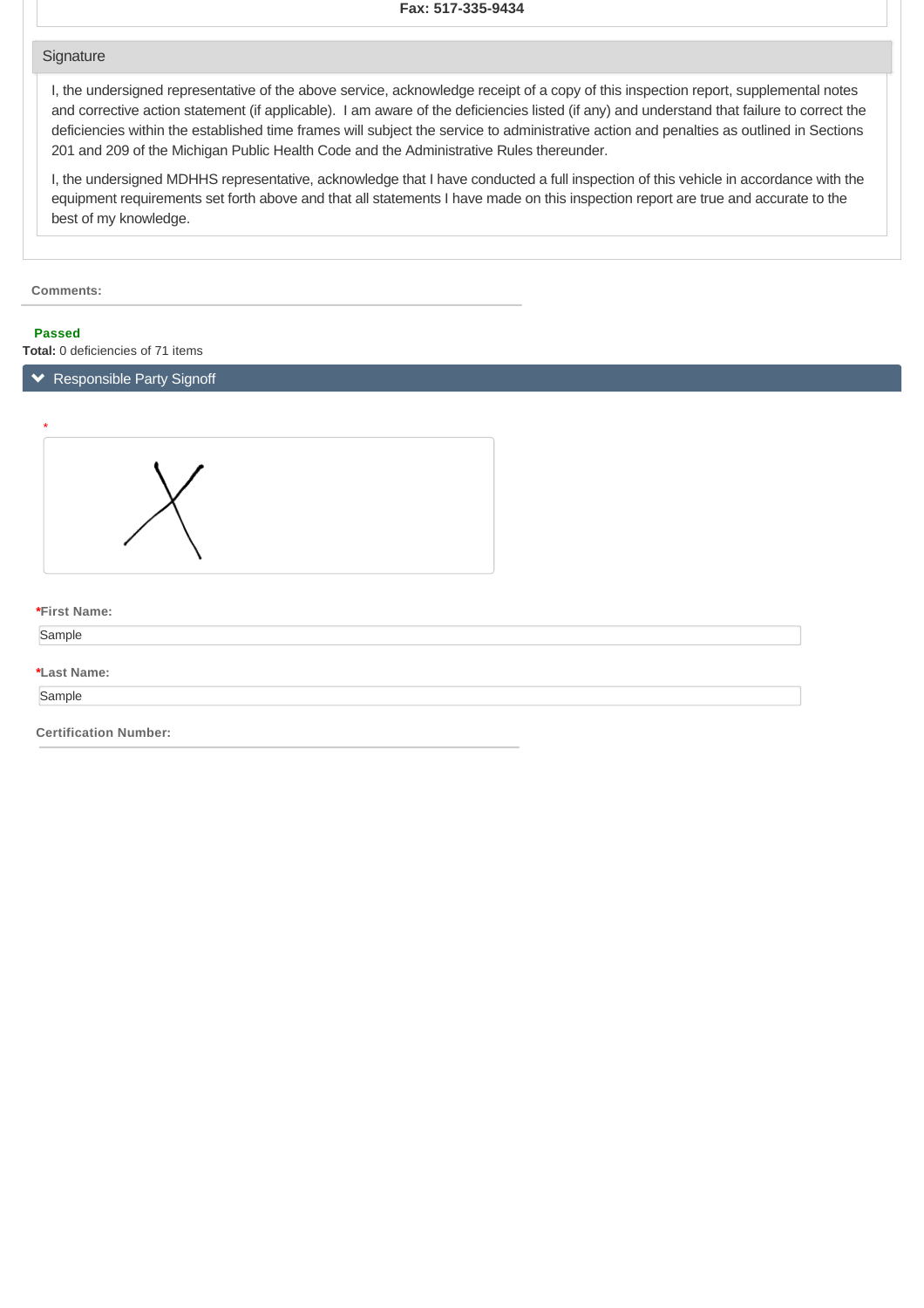**Fax: 517-335-9434**

## Signature

I, the undersigned representative of the above service, acknowledge receipt of a copy of this inspection report, supplemental notes and corrective action statement (if applicable). I am aware of the deficiencies listed (if any) and understand that failure to correct the deficiencies within the established time frames will subject the service to administrative action and penalties as outlined in Sections 201 and 209 of the Michigan Public Health Code and the Administrative Rules thereunder.

I, the undersigned MDHHS representative, acknowledge that I have conducted a full inspection of this vehicle in accordance with the equipment requirements set forth above and that all statements I have made on this inspection report are true and accurate to the best of my knowledge.

**Comments:**

**Passed**

**Total:** 0 deficiencies of 71 items

## Responsible Party Signoff

*

**\*First Name:** Sample

**\*Last Name:** Sample

**Certification Number:**